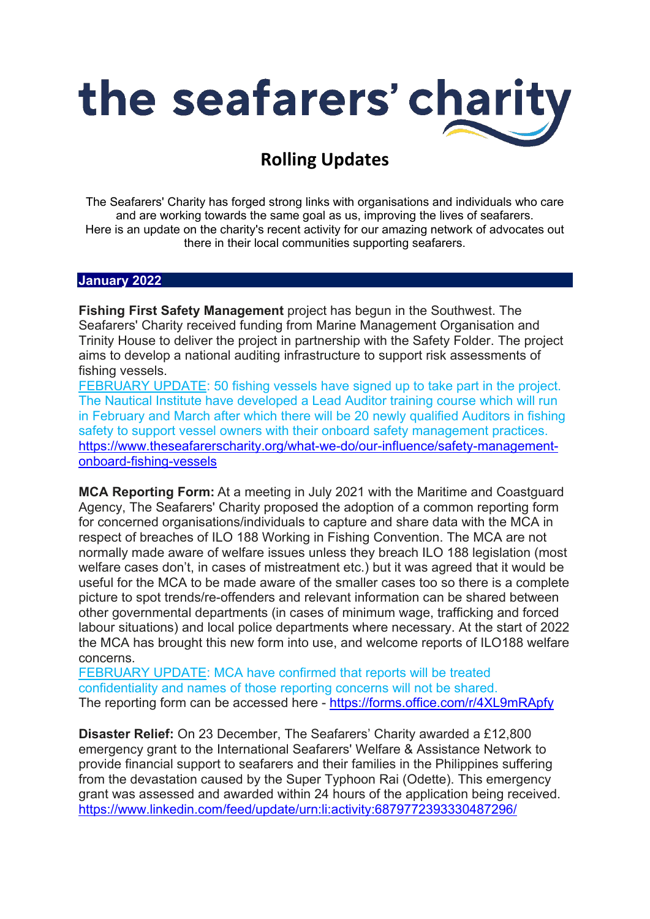# the seafarers' charity

## Rolling Updates

The Seafarers' Charity has forged strong links with organisations and individuals who care and are working towards the same goal as us, improving the lives of seafarers. Here is an update on the charity's recent activity for our amazing network of advocates out there in their local communities supporting seafarers.

### January 2022

**Fishing First Safety Management** project has begun in the Southwest. The Seafarers' Charity received funding from Marine Management Organisation and Trinity House to deliver the project in partnership with the Safety Folder. The project aims to develop a national auditing infrastructure to support risk assessments of fishing vessels.

FEBRUARY UPDATE: 50 fishing vessels have signed up to take part in the project. The Nautical Institute have developed a Lead Auditor training course which will run in February and March after which there will be 20 newly qualified Auditors in fishing safety to support vessel owners with their onboard safety management practices. https://www.theseafarerscharity.org/what-we-do/our-influence/safety-management-onboard-fishing-vessels

**MCA Reporting Form:** At a meeting in July 2021 with the Maritime and Coastguard Agency, The Seafarers' Charity proposed the adoption of a common reporting form for concerned organisations/individuals to capture and share data with the MCA in respect of breaches of ILO 188 Working in Fishing Convention. The MCA are not normally made aware of welfare issues unless they breach ILO 188 legislation (most welfare cases don't, in cases of mistreatment etc.) but it was agreed that it would be useful for the MCA to be made aware of the smaller cases too so there is a complete picture to spot trends/re-offenders and relevant information can be shared between other governmental departments (in cases of minimum wage, trafficking and forced labour situations) and local police departments where necessary. At the start of 2022 the MCA has brought this new form into use, and welcome reports of ILO188 welfare concerns.

FEBRUARY UPDATE: MCA have confirmed that reports will be treated confidentiality and names of those reporting concerns will not be shared.
The reporting form can be accessed here - https://forms.office.com/r/4XL9mRApfy

**Disaster Relief:** On 23 December, The Seafarers' Charity awarded a £12,800 emergency grant to the International Seafarers' Welfare & Assistance Network to provide financial support to seafarers and their families in the Philippines suffering from the devastation caused by the Super Typhoon Rai (Odette). This emergency grant was assessed and awarded within 24 hours of the application being received. https://www.linkedin.com/feed/update/urn:li:activity:6879772393330487296/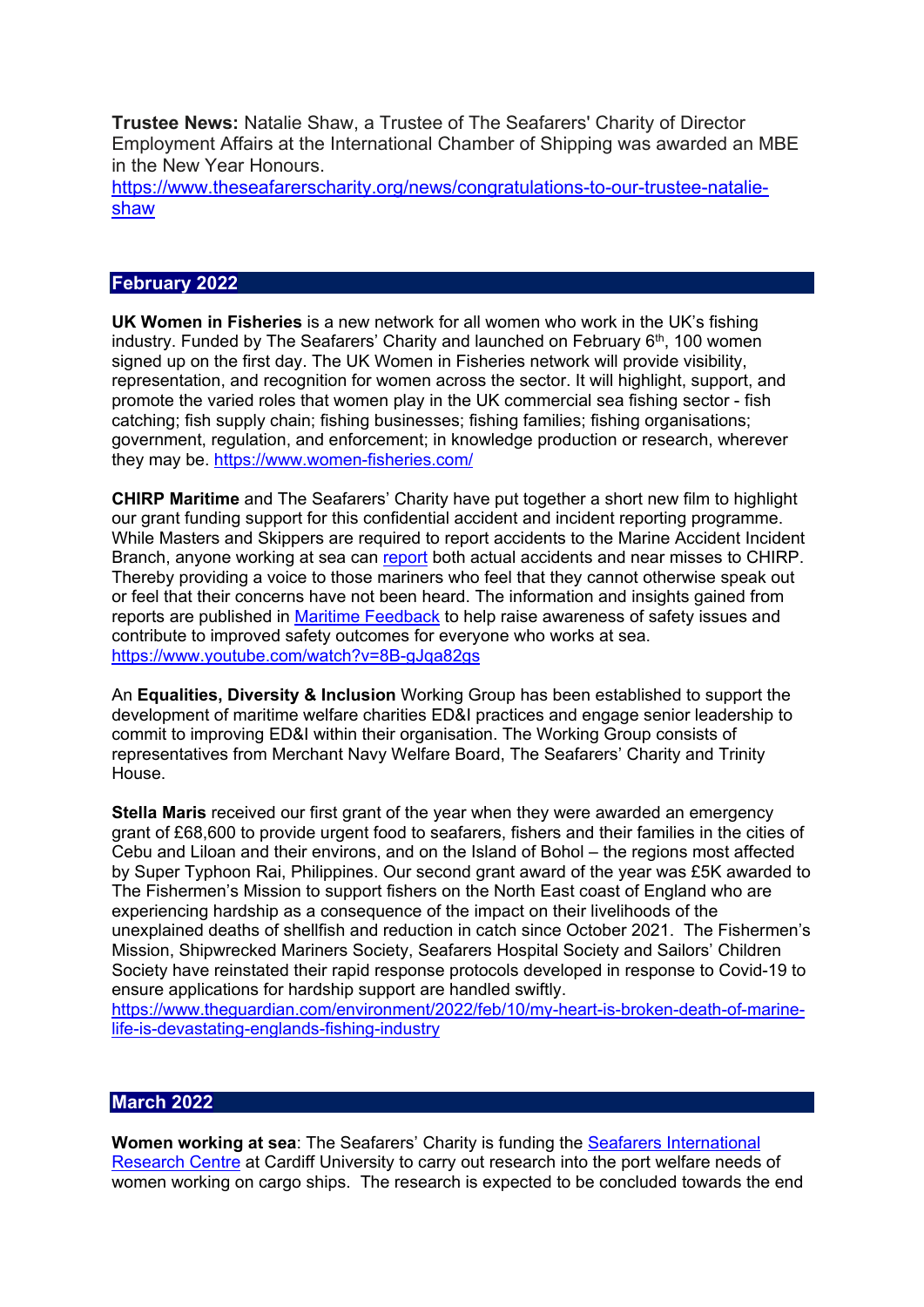**Trustee News:** Natalie Shaw, a Trustee of The Seafarers' Charity of Director Employment Affairs at the International Chamber of Shipping was awarded an MBE in the New Year Honours.
[https://www.theseafarerscharity.org/news/congratulations-to-our-trustee-natalie-shaw](https://www.theseafarerscharity.org/news/congratulations-to-our-trustee-natalie-shaw)

## February 2022

**UK Women in Fisheries** is a new network for all women who work in the UK's fishing industry. Funded by The Seafarers' Charity and launched on February 6th, 100 women signed up on the first day. The UK Women in Fisheries network will provide visibility, representation, and recognition for women across the sector. It will highlight, support, and promote the varied roles that women play in the UK commercial sea fishing sector - fish catching; fish supply chain; fishing businesses; fishing families; fishing organisations; government, regulation, and enforcement; in knowledge production or research, wherever they may be. [https://www.women-fisheries.com/](https://www.women-fisheries.com/)

**CHIRP Maritime** and The Seafarers' Charity have put together a short new film to highlight our grant funding support for this confidential accident and incident reporting programme. While Masters and Skippers are required to report accidents to the Marine Accident Incident Branch, anyone working at sea can report both actual accidents and near misses to CHIRP. Thereby providing a voice to those mariners who feel that they cannot otherwise speak out or feel that their concerns have not been heard. The information and insights gained from reports are published in Maritime Feedback to help raise awareness of safety issues and contribute to improved safety outcomes for everyone who works at sea.
[https://www.youtube.com/watch?v=8B-gJqa82gs](https://www.youtube.com/watch?v=8B-gJqa82gs)

An **Equalities, Diversity & Inclusion** Working Group has been established to support the development of maritime welfare charities ED&I practices and engage senior leadership to commit to improving ED&I within their organisation. The Working Group consists of representatives from Merchant Navy Welfare Board, The Seafarers' Charity and Trinity House.

**Stella Maris** received our first grant of the year when they were awarded an emergency grant of £68,600 to provide urgent food to seafarers, fishers and their families in the cities of Cebu and Liloan and their environs, and on the Island of Bohol – the regions most affected by Super Typhoon Rai, Philippines. Our second grant award of the year was £5K awarded to The Fishermen's Mission to support fishers on the North East coast of England who are experiencing hardship as a consequence of the impact on their livelihoods of the unexplained deaths of shellfish and reduction in catch since October 2021. The Fishermen's Mission, Shipwrecked Mariners Society, Seafarers Hospital Society and Sailors' Children Society have reinstated their rapid response protocols developed in response to Covid-19 to ensure applications for hardship support are handled swiftly.
[https://www.theguardian.com/environment/2022/feb/10/my-heart-is-broken-death-of-marine-life-is-devastating-englands-fishing-industry](https://www.theguardian.com/environment/2022/feb/10/my-heart-is-broken-death-of-marine-life-is-devastating-englands-fishing-industry)

## March 2022

**Women working at sea**: The Seafarers' Charity is funding the Seafarers International Research Centre at Cardiff University to carry out research into the port welfare needs of women working on cargo ships. The research is expected to be concluded towards the end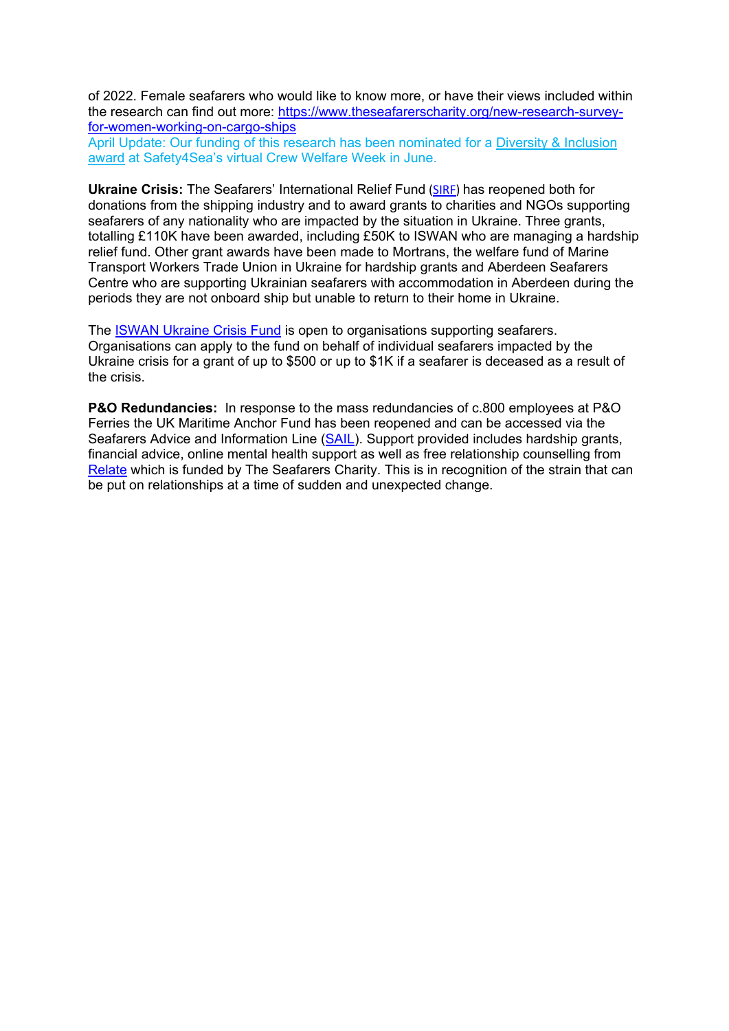of 2022. Female seafarers who would like to know more, or have their views included within the research can find out more: https://www.theseafarerscharity.org/new-research-survey-for-women-working-on-cargo-ships

April Update: Our funding of this research has been nominated for a Diversity & Inclusion award at Safety4Sea's virtual Crew Welfare Week in June.

**Ukraine Crisis:** The Seafarers' International Relief Fund (SIRF) has reopened both for donations from the shipping industry and to award grants to charities and NGOs supporting seafarers of any nationality who are impacted by the situation in Ukraine. Three grants, totalling £110K have been awarded, including £50K to ISWAN who are managing a hardship relief fund. Other grant awards have been made to Mortrans, the welfare fund of Marine Transport Workers Trade Union in Ukraine for hardship grants and Aberdeen Seafarers Centre who are supporting Ukrainian seafarers with accommodation in Aberdeen during the periods they are not onboard ship but unable to return to their home in Ukraine.

The ISWAN Ukraine Crisis Fund is open to organisations supporting seafarers. Organisations can apply to the fund on behalf of individual seafarers impacted by the Ukraine crisis for a grant of up to $500 or up to $1K if a seafarer is deceased as a result of the crisis.

**P&O Redundancies:** In response to the mass redundancies of c.800 employees at P&O Ferries the UK Maritime Anchor Fund has been reopened and can be accessed via the Seafarers Advice and Information Line (SAIL). Support provided includes hardship grants, financial advice, online mental health support as well as free relationship counselling from Relate which is funded by The Seafarers Charity. This is in recognition of the strain that can be put on relationships at a time of sudden and unexpected change.